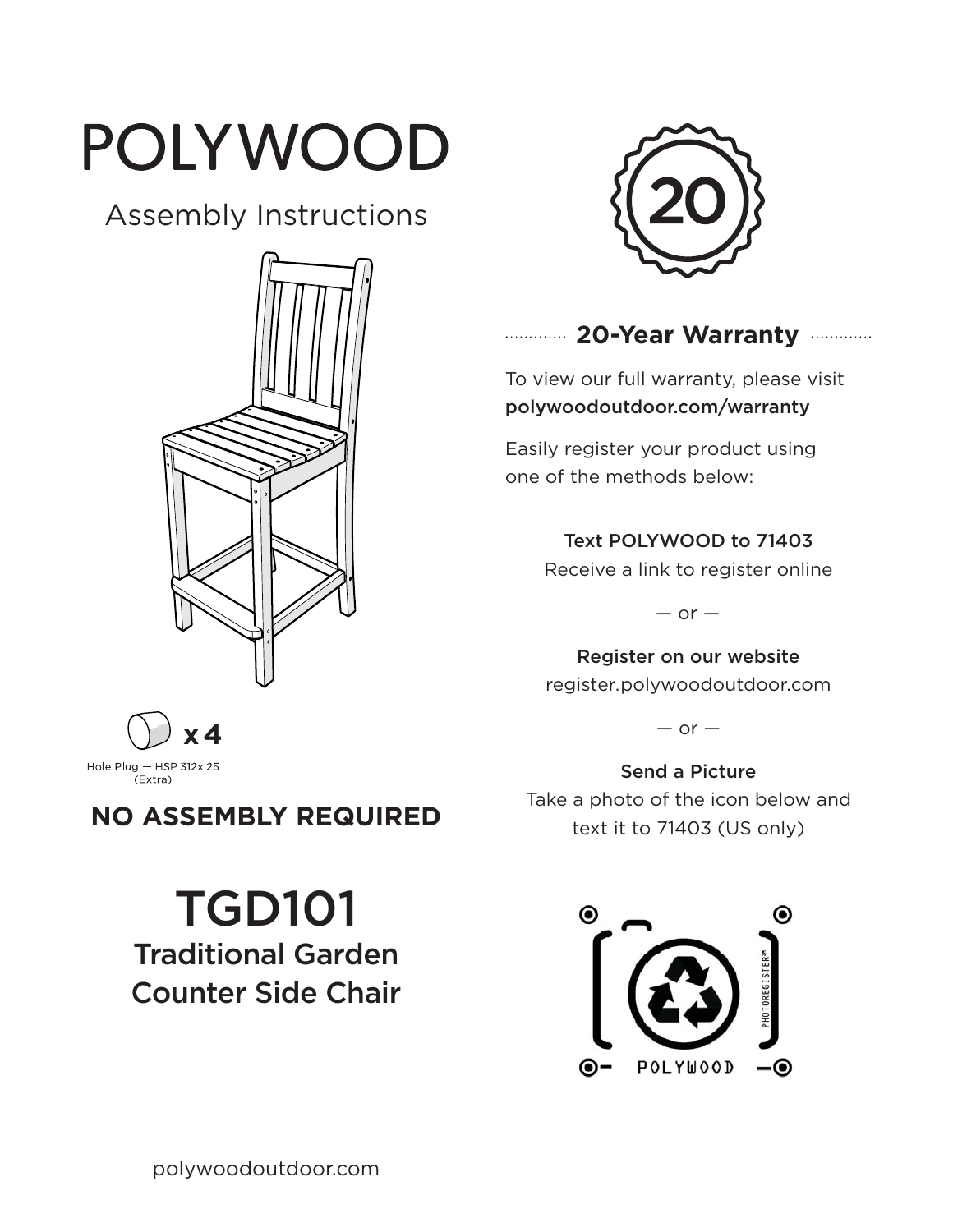# POLYWOOD

## Assembly Instructions

x 4

Hole Plug — HSP.312x.25 (Extra)

**NO ASSEMBLY REQUIRED**

# TGD101

## Traditional Garden Counter Side Chair

20

**20-Year Warranty**

To view our full warranty, please visit **polywoodoutdoor.com/warranty**

Easily register your product using one of the methods below:

**Text POLYWOOD to 71403**
Receive a link to register online

— or —

**Register on our website**
register.polywoodoutdoor.com

— or —

**Send a Picture**
Take a photo of the icon below and text it to 71403 (US only)

PHOTOREGISTER℠

POLYWOOD

polywoodoutdoor.com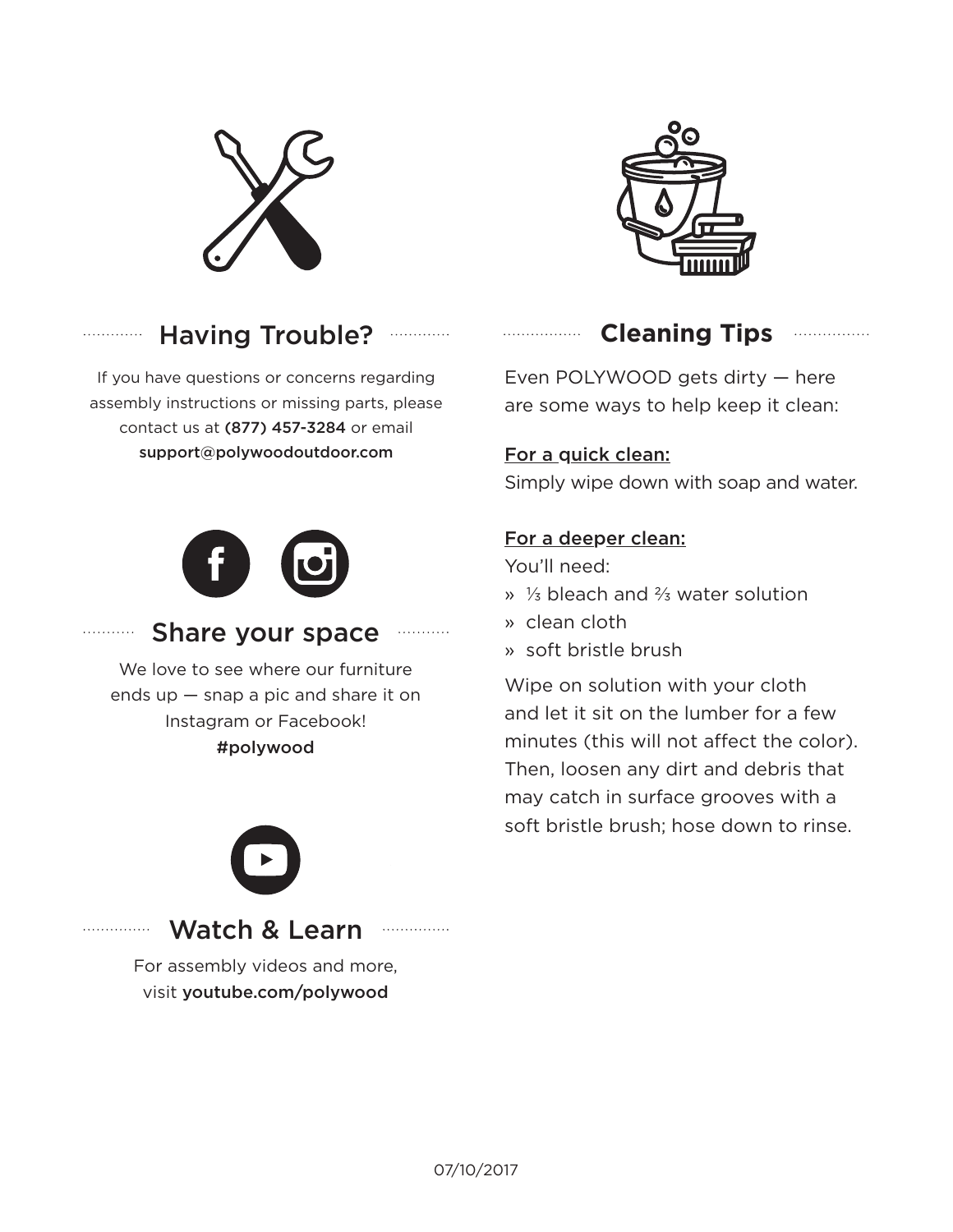## Having Trouble?

If you have questions or concerns regarding assembly instructions or missing parts, please contact us at **(877) 457-3284** or email **support@polywoodoutdoor.com**

## Share your space

We love to see where our furniture ends up — snap a pic and share it on Instagram or Facebook!
**#polywood**

## Watch & Learn

For assembly videos and more, visit **youtube.com/polywood**

## Cleaning Tips

Even POLYWOOD gets dirty — here are some ways to help keep it clean:

**For a quick clean:**
Simply wipe down with soap and water.

**For a deeper clean:**
You'll need:

- ⅓ bleach and ⅔ water solution
- clean cloth
- soft bristle brush

Wipe on solution with your cloth and let it sit on the lumber for a few minutes (this will not affect the color). Then, loosen any dirt and debris that may catch in surface grooves with a soft bristle brush; hose down to rinse.

07/10/2017